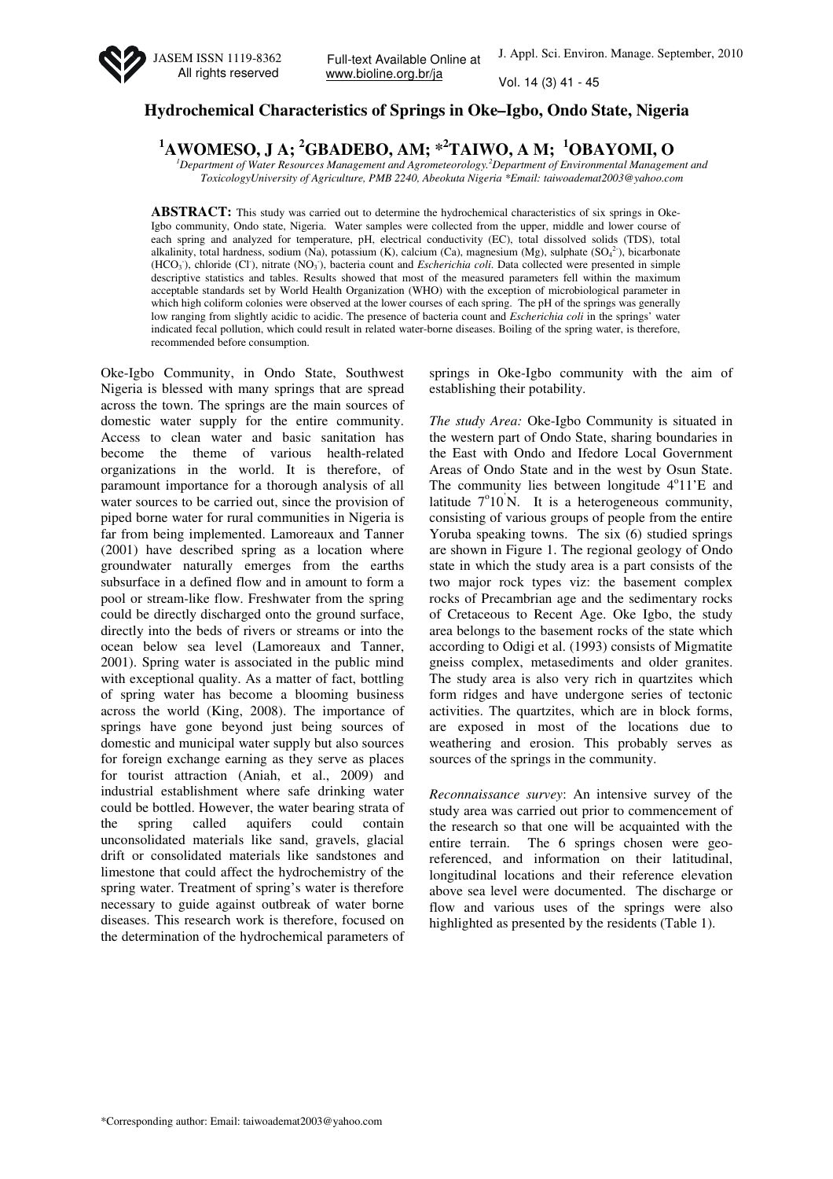# Hydrochemical Characteristics of Springs in Oke–Igbo, Ondo State, Nigeria

**[1]AWOMESO, J A; [2]GBADEBO, AM; *[2]TAIWO, A M; [1]OBAYOMI, O**

*[1]Department of Water Resources Management and Agrometeorology.[2]Department of Environmental Management and ToxicologyUniversity of Agriculture, PMB 2240, Abeokuta Nigeria \*Email: taiwoademat2003@yahoo.com*

**ABSTRACT:** This study was carried out to determine the hydrochemical characteristics of six springs in Oke-Igbo community, Ondo state, Nigeria. Water samples were collected from the upper, middle and lower course of each spring and analyzed for temperature, pH, electrical conductivity (EC), total dissolved solids (TDS), total alkalinity, total hardness, sodium (Na), potassium (K), calcium (Ca), magnesium (Mg), sulphate ($SO_4^{2-}$), bicarbonate ($HCO_3^-$), chloride ($Cl^-$), nitrate ($NO_3^-$), bacteria count and *Escherichia coli*. Data collected were presented in simple descriptive statistics and tables. Results showed that most of the measured parameters fell within the maximum acceptable standards set by World Health Organization (WHO) with the exception of microbiological parameter in which high coliform colonies were observed at the lower courses of each spring. The pH of the springs was generally low ranging from slightly acidic to acidic. The presence of bacteria count and *Escherichia coli* in the springs' water indicated fecal pollution, which could result in related water-borne diseases. Boiling of the spring water, is therefore, recommended before consumption.

Oke-Igbo Community, in Ondo State, Southwest Nigeria is blessed with many springs that are spread across the town. The springs are the main sources of domestic water supply for the entire community. Access to clean water and basic sanitation has become the theme of various health-related organizations in the world. It is therefore, of paramount importance for a thorough analysis of all water sources to be carried out, since the provision of piped borne water for rural communities in Nigeria is far from being implemented. Lamoreaux and Tanner (2001) have described spring as a location where groundwater naturally emerges from the earths subsurface in a defined flow and in amount to form a pool or stream-like flow. Freshwater from the spring could be directly discharged onto the ground surface, directly into the beds of rivers or streams or into the ocean below sea level (Lamoreaux and Tanner, 2001). Spring water is associated in the public mind with exceptional quality. As a matter of fact, bottling of spring water has become a blooming business across the world (King, 2008). The importance of springs have gone beyond just being sources of domestic and municipal water supply but also sources for foreign exchange earning as they serve as places for tourist attraction (Aniah, et al., 2009) and industrial establishment where safe drinking water could be bottled. However, the water bearing strata of the spring called aquifers could contain unconsolidated materials like sand, gravels, glacial drift or consolidated materials like sandstones and limestone that could affect the hydrochemistry of the spring water. Treatment of spring's water is therefore necessary to guide against outbreak of water borne diseases. This research work is therefore, focused on the determination of the hydrochemical parameters of springs in Oke-Igbo community with the aim of establishing their potability.

*The study Area:* Oke-Igbo Community is situated in the western part of Ondo State, sharing boundaries in the East with Ondo and Ifedore Local Government Areas of Ondo State and in the west by Osun State. The community lies between longitude $4^o11$'E and latitude $7^o10$'N. It is a heterogeneous community, consisting of various groups of people from the entire Yoruba speaking towns. The six (6) studied springs are shown in Figure 1. The regional geology of Ondo state in which the study area is a part consists of the two major rock types viz: the basement complex rocks of Precambrian age and the sedimentary rocks of Cretaceous to Recent Age. Oke Igbo, the study area belongs to the basement rocks of the state which according to Odigi et al. (1993) consists of Migmatite gneiss complex, metasediments and older granites. The study area is also very rich in quartzites which form ridges and have undergone series of tectonic activities. The quartzites, which are in block forms, are exposed in most of the locations due to weathering and erosion. This probably serves as sources of the springs in the community.

*Reconnaissance survey*: An intensive survey of the study area was carried out prior to commencement of the research so that one will be acquainted with the entire terrain. The 6 springs chosen were geo-referenced, and information on their latitudinal, longitudinal locations and their reference elevation above sea level were documented. The discharge or flow and various uses of the springs were also highlighted as presented by the residents (Table 1).

\*Corresponding author: Email: taiwoademat2003@yahoo.com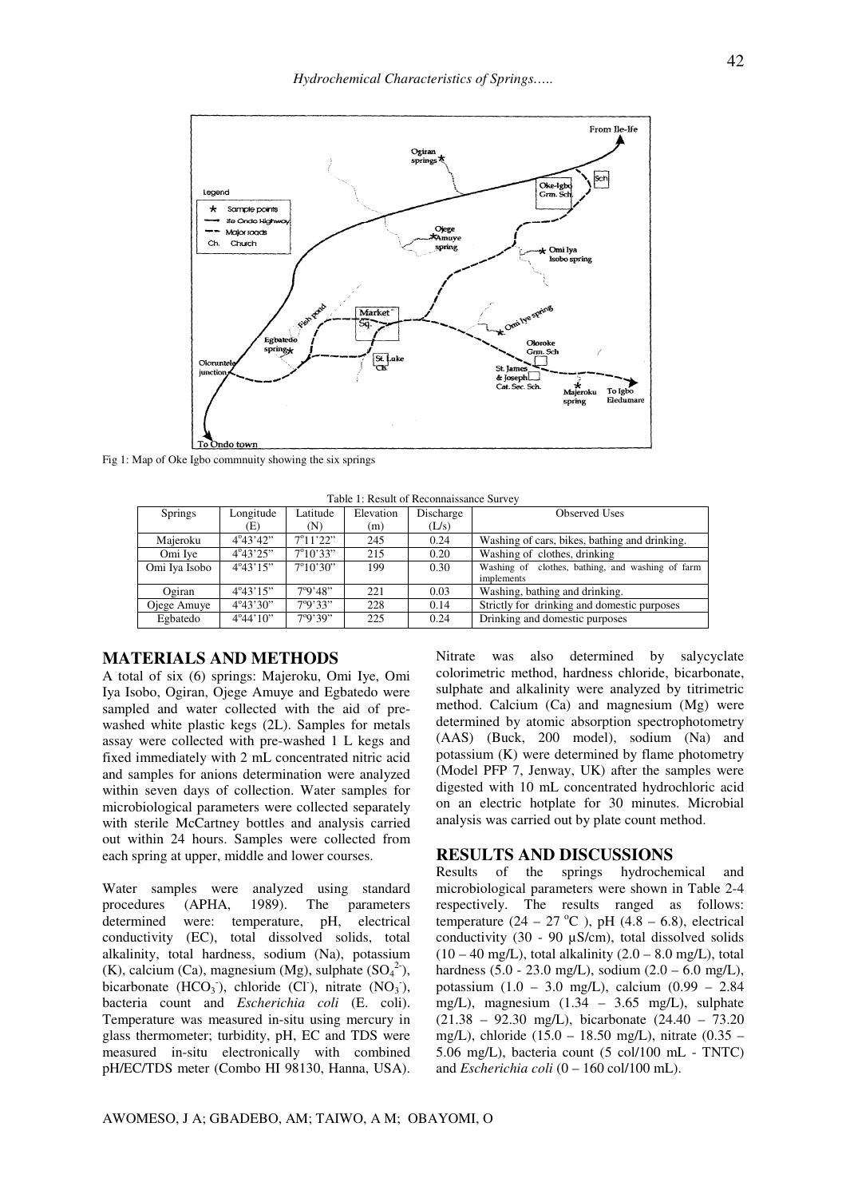Fig 1: Map of Oke Igbo commnuity showing the six springs

Table 1: Result of Reconnaissance Survey

| Springs | Longitude (E) | Latitude (N) | Elevation (m) | Discharge (L/s) | Observed Uses |
|---|---|---|---|---|---|
| Majeroku | 4°43'42" | 7°11'22" | 245 | 0.24 | Washing of cars, bikes, bathing and drinking. |
| Omi Iye | 4°43'25" | 7°10'33" | 215 | 0.20 | Washing of clothes, drinking |
| Omi Iya Isobo | 4°43'15" | 7°10'30" | 199 | 0.30 | Washing of clothes, bathing, and washing of farm implements |
| Ogiran | 4°43'15" | 7°9'48" | 221 | 0.03 | Washing, bathing and drinking. |
| Ojege Amuye | 4°43'30" | 7°9'33" | 228 | 0.14 | Strictly for drinking and domestic purposes |
| Egbatedo | 4°44'10" | 7°9'39" | 225 | 0.24 | Drinking and domestic purposes |

## MATERIALS AND METHODS

A total of six (6) springs: Majeroku, Omi Iye, Omi Iya Isobo, Ogiran, Ojege Amuye and Egbatedo were sampled and water collected with the aid of pre-washed white plastic kegs (2L). Samples for metals assay were collected with pre-washed 1 L kegs and fixed immediately with 2 mL concentrated nitric acid and samples for anions determination were analyzed within seven days of collection. Water samples for microbiological parameters were collected separately with sterile McCartney bottles and analysis carried out within 24 hours. Samples were collected from each spring at upper, middle and lower courses.

Water samples were analyzed using standard procedures (APHA, 1989). The parameters determined were: temperature, pH, electrical conductivity (EC), total dissolved solids, total alkalinity, total hardness, sodium (Na), potassium (K), calcium (Ca), magnesium (Mg), sulphate ($SO_4^{2-}$), bicarbonate ($HCO_3^-$), chloride ($Cl^-$), nitrate ($NO_3^-$), bacteria count and *Escherichia coli* (E. coli). Temperature was measured in-situ using mercury in glass thermometer; turbidity, pH, EC and TDS were measured in-situ electronically with combined pH/EC/TDS meter (Combo HI 98130, Hanna, USA). Nitrate was also determined by salycyclate colorimetric method, hardness chloride, bicarbonate, sulphate and alkalinity were analyzed by titrimetric method. Calcium (Ca) and magnesium (Mg) were determined by atomic absorption spectrophotometry (AAS) (Buck, 200 model), sodium (Na) and potassium (K) were determined by flame photometry (Model PFP 7, Jenway, UK) after the samples were digested with 10 mL concentrated hydrochloric acid on an electric hotplate for 30 minutes. Microbial analysis was carried out by plate count method.

## RESULTS AND DISCUSSIONS

Results of the springs hydrochemical and microbiological parameters were shown in Table 2-4 respectively. The results ranged as follows: temperature (24 – 27 °C ), pH (4.8 – 6.8), electrical conductivity (30 - 90 µS/cm), total dissolved solids (10 – 40 mg/L), total alkalinity (2.0 – 8.0 mg/L), total hardness (5.0 - 23.0 mg/L), sodium (2.0 – 6.0 mg/L), potassium (1.0 – 3.0 mg/L), calcium (0.99 – 2.84 mg/L), magnesium (1.34 – 3.65 mg/L), sulphate (21.38 – 92.30 mg/L), bicarbonate (24.40 – 73.20 mg/L), chloride (15.0 – 18.50 mg/L), nitrate (0.35 – 5.06 mg/L), bacteria count (5 col/100 mL - TNTC) and *Escherichia coli* (0 – 160 col/100 mL).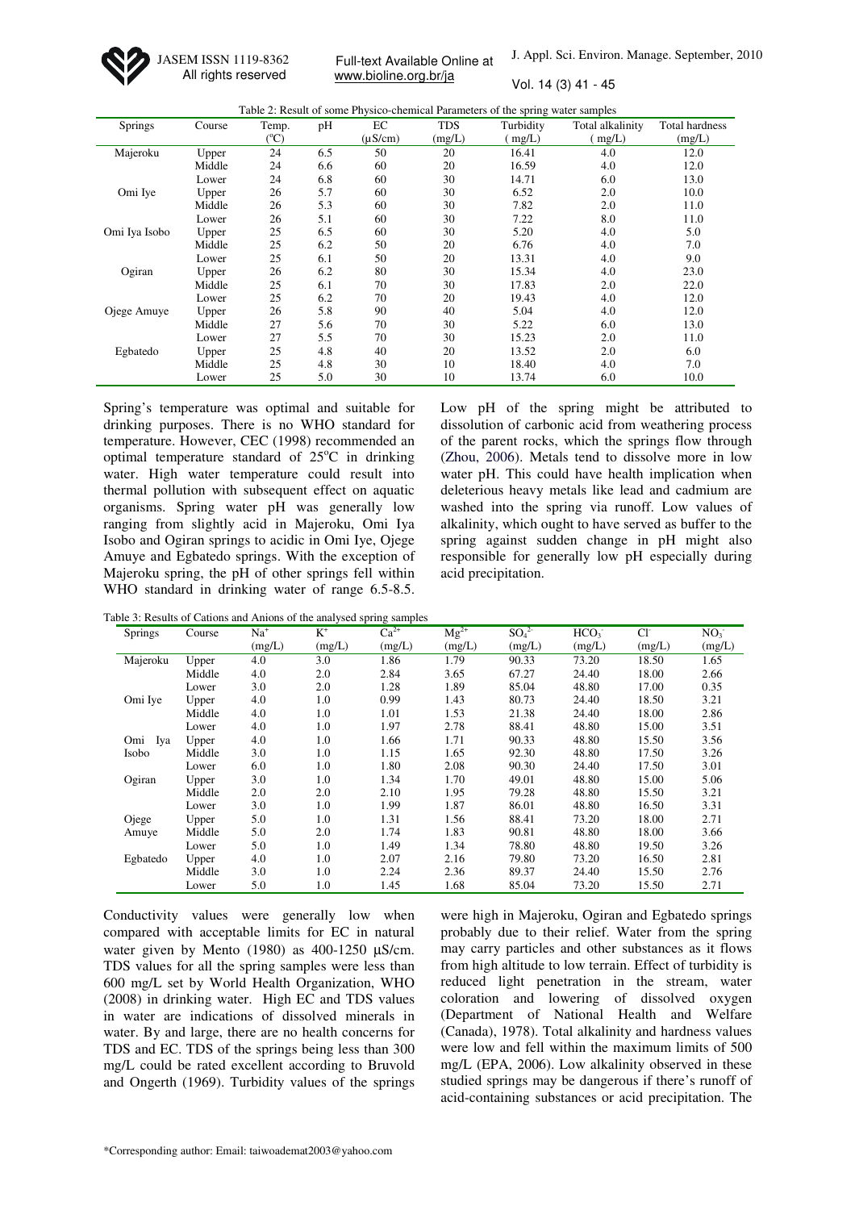Table 2: Result of some Physico-chemical Parameters of the spring water samples

| Springs | Course | Temp. (°C) | pH | EC (μS/cm) | TDS (mg/L) | Turbidity ( mg/L) | Total alkalinity ( mg/L) | Total hardness (mg/L) |
|---|---|---|---|---|---|---|---|---|
| Majeroku | Upper | 24 | 6.5 | 50 | 20 | 16.41 | 4.0 | 12.0 |
| | Middle | 24 | 6.6 | 60 | 20 | 16.59 | 4.0 | 12.0 |
| | Lower | 24 | 6.8 | 60 | 30 | 14.71 | 6.0 | 13.0 |
| Omi Iye | Upper | 26 | 5.7 | 60 | 30 | 6.52 | 2.0 | 10.0 |
| | Middle | 26 | 5.3 | 60 | 30 | 7.82 | 2.0 | 11.0 |
| | Lower | 26 | 5.1 | 60 | 30 | 7.22 | 8.0 | 11.0 |
| Omi Iya Isobo | Upper | 25 | 6.5 | 60 | 30 | 5.20 | 4.0 | 5.0 |
| | Middle | 25 | 6.2 | 50 | 20 | 6.76 | 4.0 | 7.0 |
| | Lower | 25 | 6.1 | 50 | 20 | 13.31 | 4.0 | 9.0 |
| Ogiran | Upper | 26 | 6.2 | 80 | 30 | 15.34 | 4.0 | 23.0 |
| | Middle | 25 | 6.1 | 70 | 30 | 17.83 | 2.0 | 22.0 |
| | Lower | 25 | 6.2 | 70 | 20 | 19.43 | 4.0 | 12.0 |
| Ojege Amuye | Upper | 26 | 5.8 | 90 | 40 | 5.04 | 4.0 | 12.0 |
| | Middle | 27 | 5.6 | 70 | 30 | 5.22 | 6.0 | 13.0 |
| | Lower | 27 | 5.5 | 70 | 30 | 15.23 | 2.0 | 11.0 |
| Egbatedo | Upper | 25 | 4.8 | 40 | 20 | 13.52 | 2.0 | 6.0 |
| | Middle | 25 | 4.8 | 30 | 10 | 18.40 | 4.0 | 7.0 |
| | Lower | 25 | 5.0 | 30 | 10 | 13.74 | 6.0 | 10.0 |

Spring's temperature was optimal and suitable for drinking purposes. There is no WHO standard for temperature. However, CEC (1998) recommended an optimal temperature standard of 25°C in drinking water. High water temperature could result into thermal pollution with subsequent effect on aquatic organisms. Spring water pH was generally low ranging from slightly acid in Majeroku, Omi Iya Isobo and Ogiran springs to acidic in Omi Iye, Ojege Amuye and Egbatedo springs. With the exception of Majeroku spring, the pH of other springs fell within WHO standard in drinking water of range 6.5-8.5. Low pH of the spring might be attributed to dissolution of carbonic acid from weathering process of the parent rocks, which the springs flow through (Zhou, 2006). Metals tend to dissolve more in low water pH. This could have health implication when deleterious heavy metals like lead and cadmium are washed into the spring via runoff. Low values of alkalinity, which ought to have served as buffer to the spring against sudden change in pH might also responsible for generally low pH especially during acid precipitation.

Table 3: Results of Cations and Anions of the analysed spring samples

| Springs | Course | $Na^+$ (mg/L) | $K^+$ (mg/L) | $Ca^{2+}$ (mg/L) | $Mg^{2+}$ (mg/L) | $SO_4^{2-}$ (mg/L) | $HCO_3^-$ (mg/L) | $Cl^-$ (mg/L) | $NO_3^-$ (mg/L) |
|---|---|---|---|---|---|---|---|---|---|
| Majeroku | Upper | 4.0 | 3.0 | 1.86 | 1.79 | 90.33 | 73.20 | 18.50 | 1.65 |
| | Middle | 4.0 | 2.0 | 2.84 | 3.65 | 67.27 | 24.40 | 18.00 | 2.66 |
| | Lower | 3.0 | 2.0 | 1.28 | 1.89 | 85.04 | 48.80 | 17.00 | 0.35 |
| Omi Iye | Upper | 4.0 | 1.0 | 0.99 | 1.43 | 80.73 | 24.40 | 18.50 | 3.21 |
| | Middle | 4.0 | 1.0 | 1.01 | 1.53 | 21.38 | 24.40 | 18.00 | 2.86 |
| | Lower | 4.0 | 1.0 | 1.97 | 2.78 | 88.41 | 48.80 | 15.00 | 3.51 |
| Omi Iya Isobo | Upper | 4.0 | 1.0 | 1.66 | 1.71 | 90.33 | 48.80 | 15.50 | 3.56 |
| | Middle | 3.0 | 1.0 | 1.15 | 1.65 | 92.30 | 48.80 | 17.50 | 3.26 |
| | Lower | 6.0 | 1.0 | 1.80 | 2.08 | 90.30 | 24.40 | 17.50 | 3.01 |
| Ogiran | Upper | 3.0 | 1.0 | 1.34 | 1.70 | 49.01 | 48.80 | 15.00 | 5.06 |
| | Middle | 2.0 | 2.0 | 2.10 | 1.95 | 79.28 | 48.80 | 15.50 | 3.21 |
| | Lower | 3.0 | 1.0 | 1.99 | 1.87 | 86.01 | 48.80 | 16.50 | 3.31 |
| Ojege Amuye | Upper | 5.0 | 1.0 | 1.31 | 1.56 | 88.41 | 73.20 | 18.00 | 2.71 |
| | Middle | 5.0 | 2.0 | 1.74 | 1.83 | 90.81 | 48.80 | 18.00 | 3.66 |
| | Lower | 5.0 | 1.0 | 1.49 | 1.34 | 78.80 | 48.80 | 19.50 | 3.26 |
| Egbatedo | Upper | 4.0 | 1.0 | 2.07 | 2.16 | 79.80 | 73.20 | 16.50 | 2.81 |
| | Middle | 3.0 | 1.0 | 2.24 | 2.36 | 89.37 | 24.40 | 15.50 | 2.76 |
| | Lower | 5.0 | 1.0 | 1.45 | 1.68 | 85.04 | 73.20 | 15.50 | 2.71 |

Conductivity values were generally low when compared with acceptable limits for EC in natural water given by Mento (1980) as 400-1250 μS/cm. TDS values for all the spring samples were less than 600 mg/L set by World Health Organization, WHO (2008) in drinking water. High EC and TDS values in water are indications of dissolved minerals in water. By and large, there are no health concerns for TDS and EC. TDS of the springs being less than 300 mg/L could be rated excellent according to Bruvold and Ongerth (1969). Turbidity values of the springs were high in Majeroku, Ogiran and Egbatedo springs probably due to their relief. Water from the spring may carry particles and other substances as it flows from high altitude to low terrain. Effect of turbidity is reduced light penetration in the stream, water coloration and lowering of dissolved oxygen (Department of National Health and Welfare (Canada), 1978). Total alkalinity and hardness values were low and fell within the maximum limits of 500 mg/L (EPA, 2006). Low alkalinity observed in these studied springs may be dangerous if there's runoff of acid-containing substances or acid precipitation. The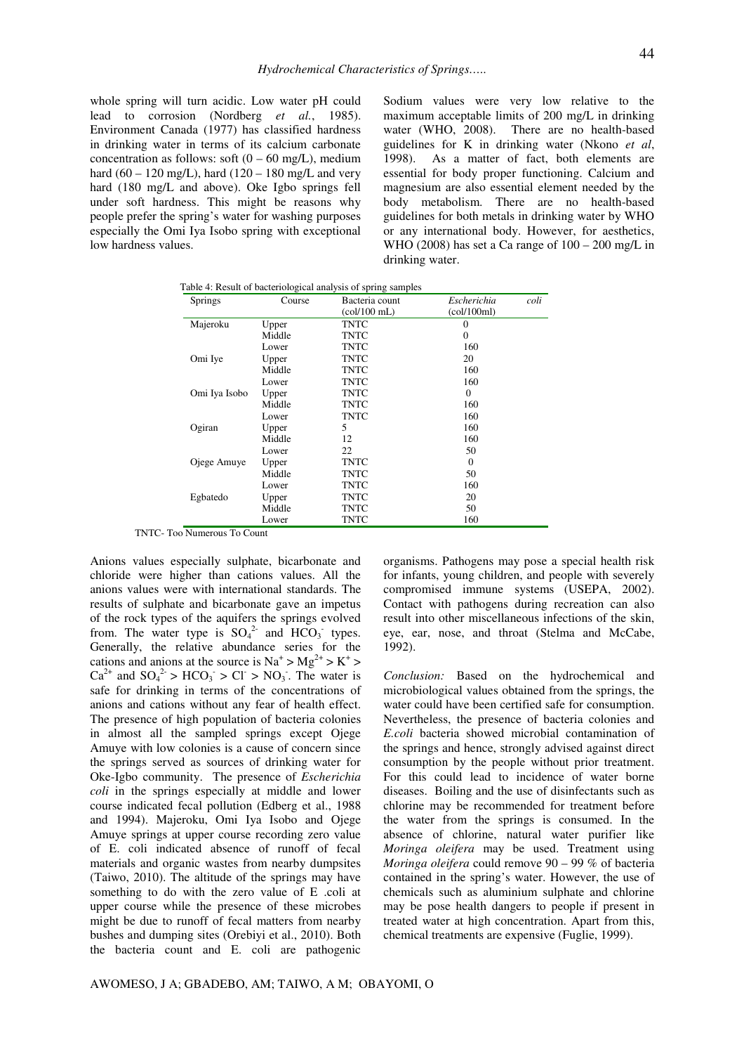whole spring will turn acidic. Low water pH could lead to corrosion (Nordberg *et al.*, 1985). Environment Canada (1977) has classified hardness in drinking water in terms of its calcium carbonate concentration as follows: soft (0 – 60 mg/L), medium hard (60 – 120 mg/L), hard (120 – 180 mg/L and very hard (180 mg/L and above). Oke Igbo springs fell under soft hardness. This might be reasons why people prefer the spring's water for washing purposes especially the Omi Iya Isobo spring with exceptional low hardness values.

Sodium values were very low relative to the maximum acceptable limits of 200 mg/L in drinking water (WHO, 2008). There are no health-based guidelines for K in drinking water (Nkono *et al*, 1998). As a matter of fact, both elements are essential for body proper functioning. Calcium and magnesium are also essential element needed by the body metabolism. There are no health-based guidelines for both metals in drinking water by WHO or any international body. However, for aesthetics, WHO (2008) has set a Ca range of 100 – 200 mg/L in drinking water.

Table 4: Result of bacteriological analysis of spring samples

| Springs | Course | Bacteria count (col/100 mL) | *Escherichia coli* (col/100ml) |
|---|---|---|---|
| Majeroku | Upper | TNTC | 0 |
| | Middle | TNTC | 0 |
| | Lower | TNTC | 160 |
| Omi Iye | Upper | TNTC | 20 |
| | Middle | TNTC | 160 |
| | Lower | TNTC | 160 |
| Omi Iya Isobo | Upper | TNTC | 0 |
| | Middle | TNTC | 160 |
| | Lower | TNTC | 160 |
| Ogiran | Upper | 5 | 160 |
| | Middle | 12 | 160 |
| | Lower | 22 | 50 |
| Ojege Amuye | Upper | TNTC | 0 |
| | Middle | TNTC | 50 |
| | Lower | TNTC | 160 |
| Egbatedo | Upper | TNTC | 20 |
| | Middle | TNTC | 50 |
| | Lower | TNTC | 160 |

TNTC- Too Numerous To Count

Anions values especially sulphate, bicarbonate and chloride were higher than cations values. All the anions values were with international standards. The results of sulphate and bicarbonate gave an impetus of the rock types of the aquifers the springs evolved from. The water type is $SO_4^{2-}$ and $HCO_3^-$ types. Generally, the relative abundance series for the cations and anions at the source is $Na^+ > Mg^{2+} > K^+ > Ca^{2+}$ and $SO_4^{2-} > HCO_3^- > Cl^- > NO_3^-$. The water is safe for drinking in terms of the concentrations of anions and cations without any fear of health effect. The presence of high population of bacteria colonies in almost all the sampled springs except Ojege Amuye with low colonies is a cause of concern since the springs served as sources of drinking water for Oke-Igbo community. The presence of *Escherichia coli* in the springs especially at middle and lower course indicated fecal pollution (Edberg et al., 1988 and 1994). Majeroku, Omi Iya Isobo and Ojege Amuye springs at upper course recording zero value of E. coli indicated absence of runoff of fecal materials and organic wastes from nearby dumpsites (Taiwo, 2010). The altitude of the springs may have something to do with the zero value of E .coli at upper course while the presence of these microbes might be due to runoff of fecal matters from nearby bushes and dumping sites (Orebiyi et al., 2010). Both the bacteria count and E. coli are pathogenic organisms. Pathogens may pose a special health risk for infants, young children, and people with severely compromised immune systems (USEPA, 2002). Contact with pathogens during recreation can also result into other miscellaneous infections of the skin, eye, ear, nose, and throat (Stelma and McCabe, 1992).

*Conclusion:* Based on the hydrochemical and microbiological values obtained from the springs, the water could have been certified safe for consumption. Nevertheless, the presence of bacteria colonies and *E.coli* bacteria showed microbial contamination of the springs and hence, strongly advised against direct consumption by the people without prior treatment. For this could lead to incidence of water borne diseases. Boiling and the use of disinfectants such as chlorine may be recommended for treatment before the water from the springs is consumed. In the absence of chlorine, natural water purifier like *Moringa oleifera* may be used. Treatment using *Moringa oleifera* could remove 90 – 99 % of bacteria contained in the spring's water. However, the use of chemicals such as aluminium sulphate and chlorine may be pose health dangers to people if present in treated water at high concentration. Apart from this, chemical treatments are expensive (Fuglie, 1999).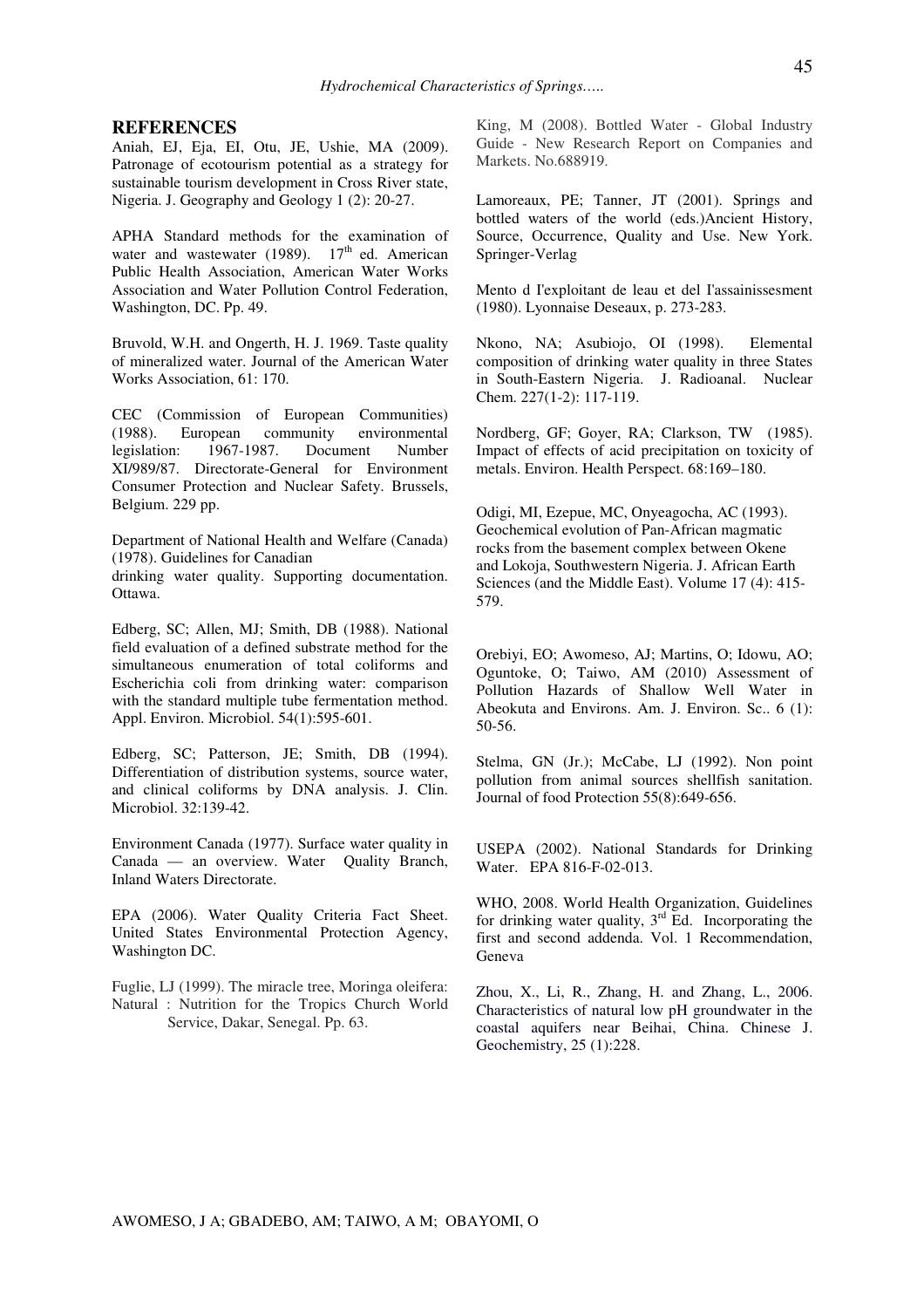## REFERENCES

Aniah, EJ, Eja, EI, Otu, JE, Ushie, MA (2009). Patronage of ecotourism potential as a strategy for sustainable tourism development in Cross River state, Nigeria. J. Geography and Geology 1 (2): 20-27.

APHA Standard methods for the examination of water and wastewater (1989). 17th ed. American Public Health Association, American Water Works Association and Water Pollution Control Federation, Washington, DC. Pp. 49.

Bruvold, W.H. and Ongerth, H. J. 1969. Taste quality of mineralized water. Journal of the American Water Works Association, 61: 170.

CEC (Commission of European Communities) (1988). European community environmental legislation: 1967-1987. Document Number XI/989/87. Directorate-General for Environment Consumer Protection and Nuclear Safety. Brussels, Belgium. 229 pp.

Department of National Health and Welfare (Canada) (1978). Guidelines for Canadian drinking water quality. Supporting documentation. Ottawa.

Edberg, SC; Allen, MJ; Smith, DB (1988). National field evaluation of a defined substrate method for the simultaneous enumeration of total coliforms and Escherichia coli from drinking water: comparison with the standard multiple tube fermentation method. Appl. Environ. Microbiol. 54(1):595-601.

Edberg, SC; Patterson, JE; Smith, DB (1994). Differentiation of distribution systems, source water, and clinical coliforms by DNA analysis. J. Clin. Microbiol. 32:139-42.

Environment Canada (1977). Surface water quality in Canada — an overview. Water Quality Branch, Inland Waters Directorate.

EPA (2006). Water Quality Criteria Fact Sheet. United States Environmental Protection Agency, Washington DC.

Fuglie, LJ (1999). The miracle tree, Moringa oleifera: Natural : Nutrition for the Tropics Church World Service, Dakar, Senegal. Pp. 63.

King, M (2008). Bottled Water - Global Industry Guide - New Research Report on Companies and Markets. No.688919.

Lamoreaux, PE; Tanner, JT (2001). Springs and bottled waters of the world (eds.)Ancient History, Source, Occurrence, Quality and Use. New York. Springer-Verlag

Mento d I'exploitant de leau et del I'assainissesment (1980). Lyonnaise Deseaux, p. 273-283.

Nkono, NA; Asubiojo, OI (1998). Elemental composition of drinking water quality in three States in South-Eastern Nigeria. J. Radioanal. Nuclear Chem. 227(1-2): 117-119.

Nordberg, GF; Goyer, RA; Clarkson, TW (1985). Impact of effects of acid precipitation on toxicity of metals. Environ. Health Perspect. 68:169–180.

Odigi, MI, Ezepue, MC, Onyeagocha, AC (1993). Geochemical evolution of Pan-African magmatic rocks from the basement complex between Okene and Lokoja, Southwestern Nigeria. J. African Earth Sciences (and the Middle East). Volume 17 (4): 415-579.

Orebiyi, EO; Awomeso, AJ; Martins, O; Idowu, AO; Oguntoke, O; Taiwo, AM (2010) Assessment of Pollution Hazards of Shallow Well Water in Abeokuta and Environs. Am. J. Environ. Sc.. 6 (1): 50-56.

Stelma, GN (Jr.); McCabe, LJ (1992). Non point pollution from animal sources shellfish sanitation. Journal of food Protection 55(8):649-656.

USEPA (2002). National Standards for Drinking Water. EPA 816-F-02-013.

WHO, 2008. World Health Organization, Guidelines for drinking water quality, 3rd Ed. Incorporating the first and second addenda. Vol. 1 Recommendation, Geneva

Zhou, X., Li, R., Zhang, H. and Zhang, L., 2006. Characteristics of natural low pH groundwater in the coastal aquifers near Beihai, China. Chinese J. Geochemistry, 25 (1):228.